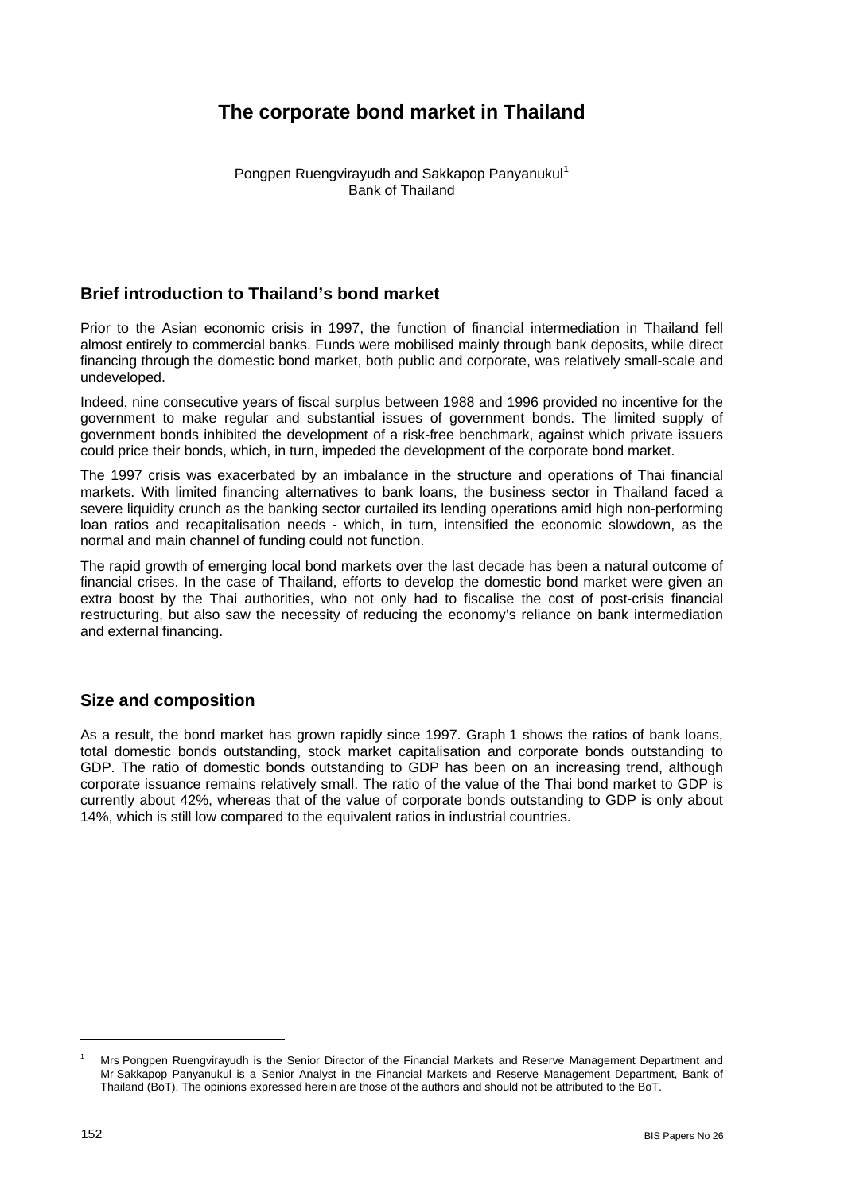# The corporate bond market in Thailand

Pongpen Ruengvirayudh and Sakkapop Panyanukul[1]
Bank of Thailand

## Brief introduction to Thailand's bond market

Prior to the Asian economic crisis in 1997, the function of financial intermediation in Thailand fell almost entirely to commercial banks. Funds were mobilised mainly through bank deposits, while direct financing through the domestic bond market, both public and corporate, was relatively small-scale and undeveloped.

Indeed, nine consecutive years of fiscal surplus between 1988 and 1996 provided no incentive for the government to make regular and substantial issues of government bonds. The limited supply of government bonds inhibited the development of a risk-free benchmark, against which private issuers could price their bonds, which, in turn, impeded the development of the corporate bond market.

The 1997 crisis was exacerbated by an imbalance in the structure and operations of Thai financial markets. With limited financing alternatives to bank loans, the business sector in Thailand faced a severe liquidity crunch as the banking sector curtailed its lending operations amid high non-performing loan ratios and recapitalisation needs - which, in turn, intensified the economic slowdown, as the normal and main channel of funding could not function.

The rapid growth of emerging local bond markets over the last decade has been a natural outcome of financial crises. In the case of Thailand, efforts to develop the domestic bond market were given an extra boost by the Thai authorities, who not only had to fiscalise the cost of post-crisis financial restructuring, but also saw the necessity of reducing the economy's reliance on bank intermediation and external financing.

## Size and composition

As a result, the bond market has grown rapidly since 1997. Graph 1 shows the ratios of bank loans, total domestic bonds outstanding, stock market capitalisation and corporate bonds outstanding to GDP. The ratio of domestic bonds outstanding to GDP has been on an increasing trend, although corporate issuance remains relatively small. The ratio of the value of the Thai bond market to GDP is currently about 42%, whereas that of the value of corporate bonds outstanding to GDP is only about 14%, which is still low compared to the equivalent ratios in industrial countries.

---

[1] Mrs Pongpen Ruengvirayudh is the Senior Director of the Financial Markets and Reserve Management Department and Mr Sakkapop Panyanukul is a Senior Analyst in the Financial Markets and Reserve Management Department, Bank of Thailand (BoT). The opinions expressed herein are those of the authors and should not be attributed to the BoT.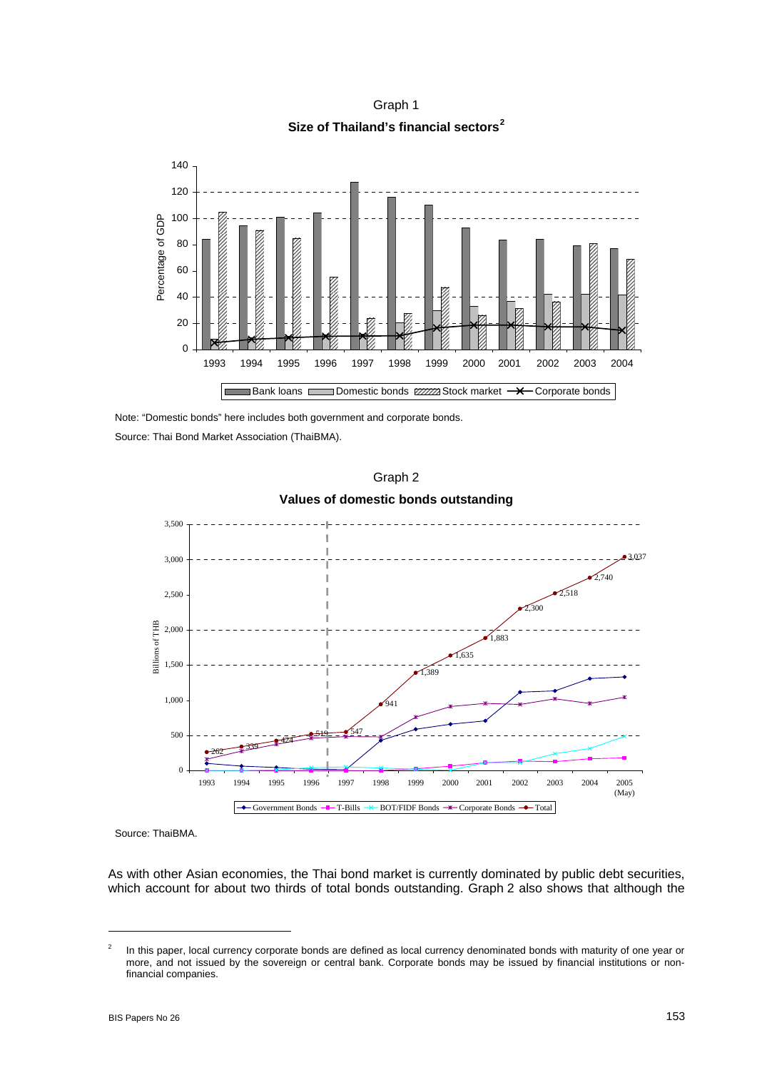Graph 1

**Size of Thailand's financial sectors**[2]

Note: "Domestic bonds" here includes both government and corporate bonds.

Source: Thai Bond Market Association (ThaiBMA).

Graph 2

**Values of domestic bonds outstanding**

Source: ThaiBMA.

As with other Asian economies, the Thai bond market is currently dominated by public debt securities, which account for about two thirds of total bonds outstanding. Graph 2 also shows that although the

---

[2] In this paper, local currency corporate bonds are defined as local currency denominated bonds with maturity of one year or more, and not issued by the sovereign or central bank. Corporate bonds may be issued by financial institutions or non-financial companies.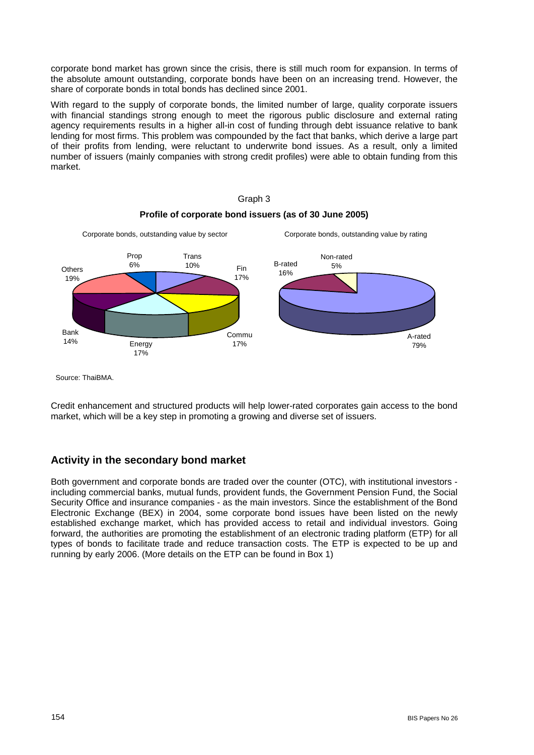corporate bond market has grown since the crisis, there is still much room for expansion. In terms of the absolute amount outstanding, corporate bonds have been on an increasing trend. However, the share of corporate bonds in total bonds has declined since 2001.

With regard to the supply of corporate bonds, the limited number of large, quality corporate issuers with financial standings strong enough to meet the rigorous public disclosure and external rating agency requirements results in a higher all-in cost of funding through debt issuance relative to bank lending for most firms. This problem was compounded by the fact that banks, which derive a large part of their profits from lending, were reluctant to underwrite bond issues. As a result, only a limited number of issuers (mainly companies with strong credit profiles) were able to obtain funding from this market.

Graph 3

**Profile of corporate bond issuers (as of 30 June 2005)**

Corporate bonds, outstanding value by sector

| Sector | Share |
|---|---|
| Trans | 10% |
| Fin | 17% |
| Commu | 17% |
| Energy | 17% |
| Bank | 14% |
| Others | 19% |
| Prop | 6% |

Corporate bonds, outstanding value by rating

| Rating | Share |
|---|---|
| A-rated | 79% |
| B-rated | 16% |
| Non-rated | 5% |

Source: ThaiBMA.

Credit enhancement and structured products will help lower-rated corporates gain access to the bond market, which will be a key step in promoting a growing and diverse set of issuers.

## Activity in the secondary bond market

Both government and corporate bonds are traded over the counter (OTC), with institutional investors - including commercial banks, mutual funds, provident funds, the Government Pension Fund, the Social Security Office and insurance companies - as the main investors. Since the establishment of the Bond Electronic Exchange (BEX) in 2004, some corporate bond issues have been listed on the newly established exchange market, which has provided access to retail and individual investors. Going forward, the authorities are promoting the establishment of an electronic trading platform (ETP) for all types of bonds to facilitate trade and reduce transaction costs. The ETP is expected to be up and running by early 2006. (More details on the ETP can be found in Box 1)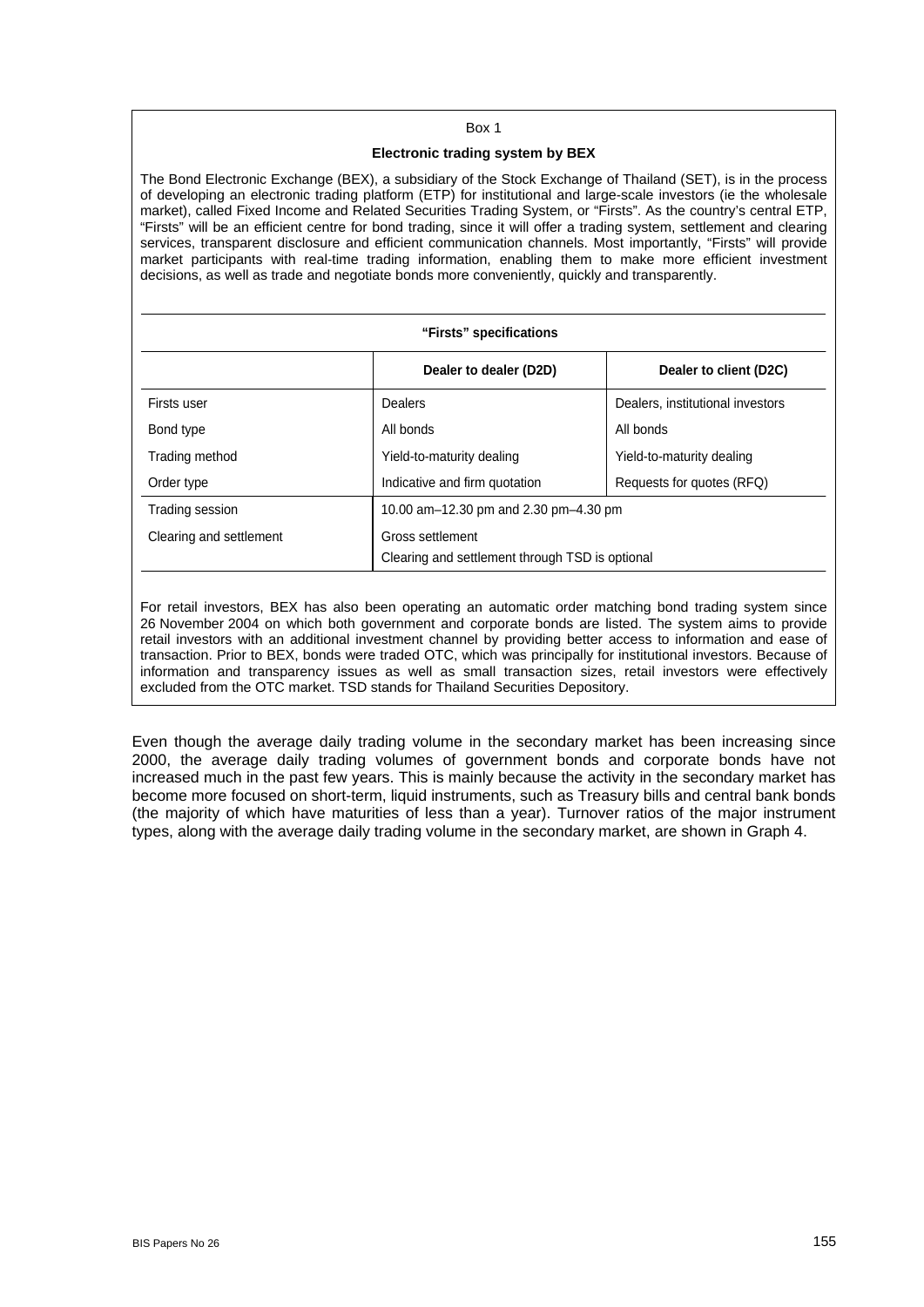Box 1

**Electronic trading system by BEX**

The Bond Electronic Exchange (BEX), a subsidiary of the Stock Exchange of Thailand (SET), is in the process of developing an electronic trading platform (ETP) for institutional and large-scale investors (ie the wholesale market), called Fixed Income and Related Securities Trading System, or "Firsts". As the country's central ETP, "Firsts" will be an efficient centre for bond trading, since it will offer a trading system, settlement and clearing services, transparent disclosure and efficient communication channels. Most importantly, "Firsts" will provide market participants with real-time trading information, enabling them to make more efficient investment decisions, as well as trade and negotiate bonds more conveniently, quickly and transparently.

**"Firsts" specifications**

| | Dealer to dealer (D2D) | Dealer to client (D2C) |
|---|---|---|
| Firsts user | Dealers | Dealers, institutional investors |
| Bond type | All bonds | All bonds |
| Trading method | Yield-to-maturity dealing | Yield-to-maturity dealing |
| Order type | Indicative and firm quotation | Requests for quotes (RFQ) |
| Trading session | 10.00 am–12.30 pm and 2.30 pm–4.30 pm | |
| Clearing and settlement | Gross settlement<br>Clearing and settlement through TSD is optional | |

For retail investors, BEX has also been operating an automatic order matching bond trading system since 26 November 2004 on which both government and corporate bonds are listed. The system aims to provide retail investors with an additional investment channel by providing better access to information and ease of transaction. Prior to BEX, bonds were traded OTC, which was principally for institutional investors. Because of information and transparency issues as well as small transaction sizes, retail investors were effectively excluded from the OTC market. TSD stands for Thailand Securities Depository.

Even though the average daily trading volume in the secondary market has been increasing since 2000, the average daily trading volumes of government bonds and corporate bonds have not increased much in the past few years. This is mainly because the activity in the secondary market has become more focused on short-term, liquid instruments, such as Treasury bills and central bank bonds (the majority of which have maturities of less than a year). Turnover ratios of the major instrument types, along with the average daily trading volume in the secondary market, are shown in Graph 4.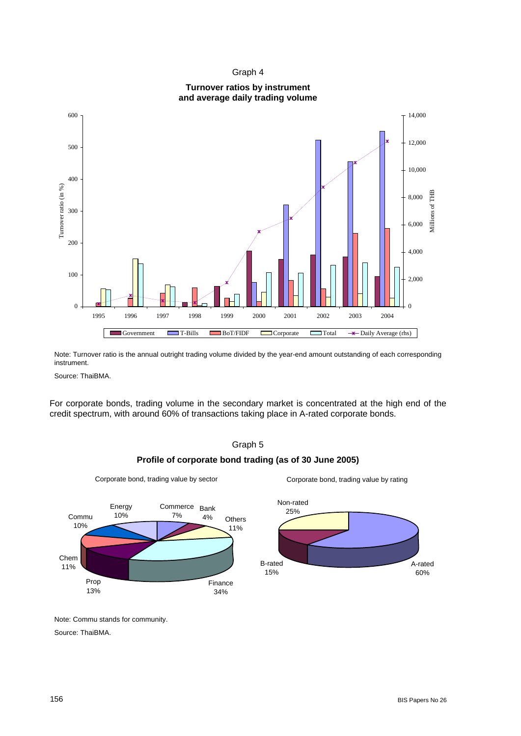Graph 4

**Turnover ratios by instrument and average daily trading volume**

Note: Turnover ratio is the annual outright trading volume divided by the year-end amount outstanding of each corresponding instrument.

Source: ThaiBMA.

For corporate bonds, trading volume in the secondary market is concentrated at the high end of the credit spectrum, with around 60% of transactions taking place in A-rated corporate bonds.

Graph 5

**Profile of corporate bond trading (as of 30 June 2005)**

Note: Commu stands for community.

Source: ThaiBMA.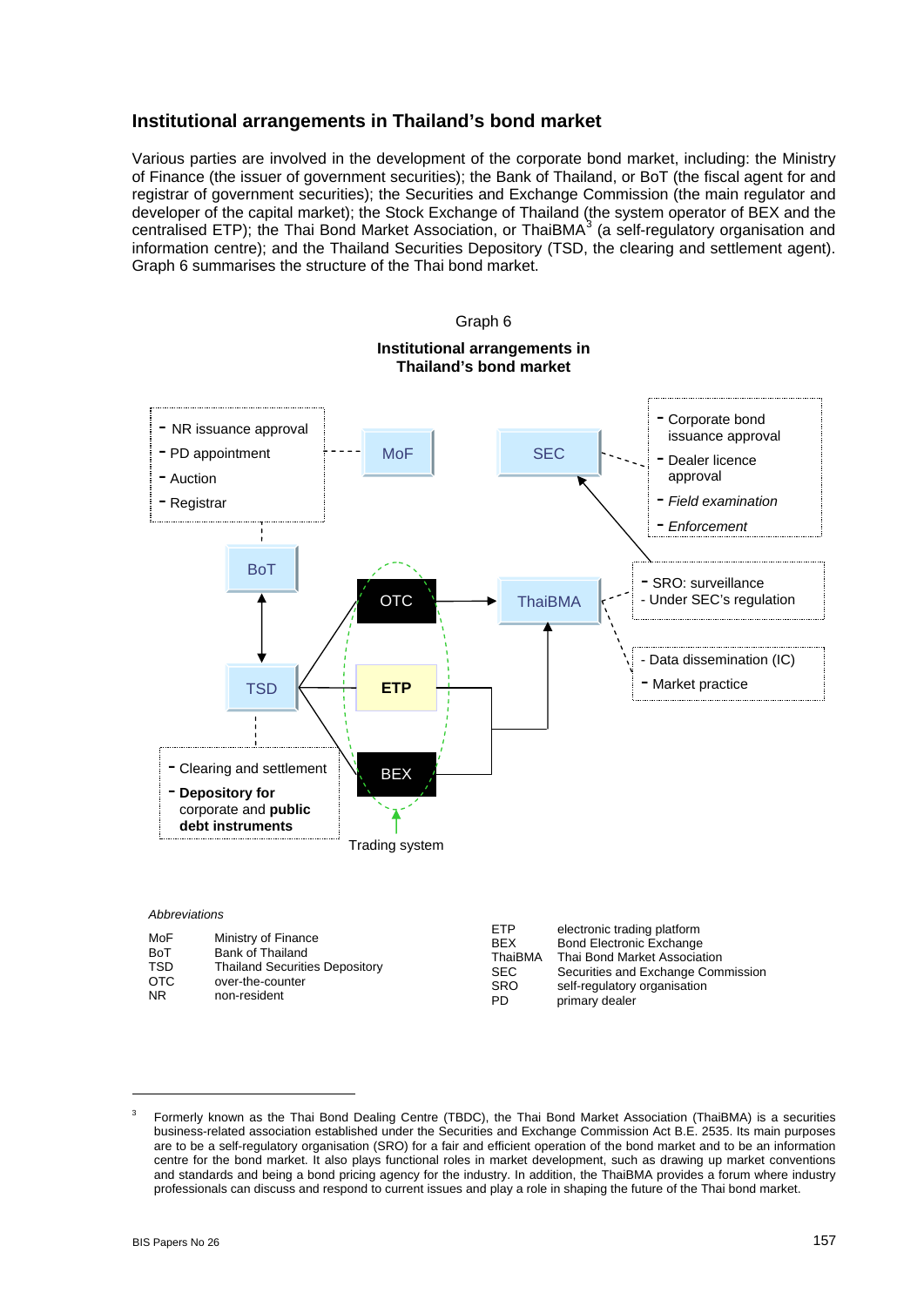### Institutional arrangements in Thailand's bond market

Various parties are involved in the development of the corporate bond market, including: the Ministry of Finance (the issuer of government securities); the Bank of Thailand, or BoT (the fiscal agent for and registrar of government securities); the Securities and Exchange Commission (the main regulator and developer of the capital market); the Stock Exchange of Thailand (the system operator of BEX and the centralised ETP); the Thai Bond Market Association, or ThaiBMA[3] (a self-regulatory organisation and information centre); and the Thailand Securities Depository (TSD, the clearing and settlement agent). Graph 6 summarises the structure of the Thai bond market.

Graph 6

**Institutional arrangements in Thailand's bond market**

- MoF:
  - NR issuance approval
  - PD appointment
  - Auction
  - Registrar
- BoT
- TSD:
  - Clearing and settlement
  - **Depository for** corporate and **public debt instruments**
- Trading system: OTC, **ETP**, BEX
- SEC:
  - Corporate bond issuance approval
  - Dealer licence approval
  - *Field examination*
  - *Enforcement*
- ThaiBMA:
  - SRO: surveillance
  - Under SEC's regulation
  - Data dissemination (IC)
  - Market practice

*Abbreviations*

| | |
|---|---|
| MoF | Ministry of Finance |
| BoT | Bank of Thailand |
| TSD | Thailand Securities Depository |
| OTC | over-the-counter |
| NR | non-resident |
| ETP | electronic trading platform |
| BEX | Bond Electronic Exchange |
| ThaiBMA | Thai Bond Market Association |
| SEC | Securities and Exchange Commission |
| SRO | self-regulatory organisation |
| PD | primary dealer |

---

[3] Formerly known as the Thai Bond Dealing Centre (TBDC), the Thai Bond Market Association (ThaiBMA) is a securities business-related association established under the Securities and Exchange Commission Act B.E. 2535. Its main purposes are to be a self-regulatory organisation (SRO) for a fair and efficient operation of the bond market and to be an information centre for the bond market. It also plays functional roles in market development, such as drawing up market conventions and standards and being a bond pricing agency for the industry. In addition, the ThaiBMA provides a forum where industry professionals can discuss and respond to current issues and play a role in shaping the future of the Thai bond market.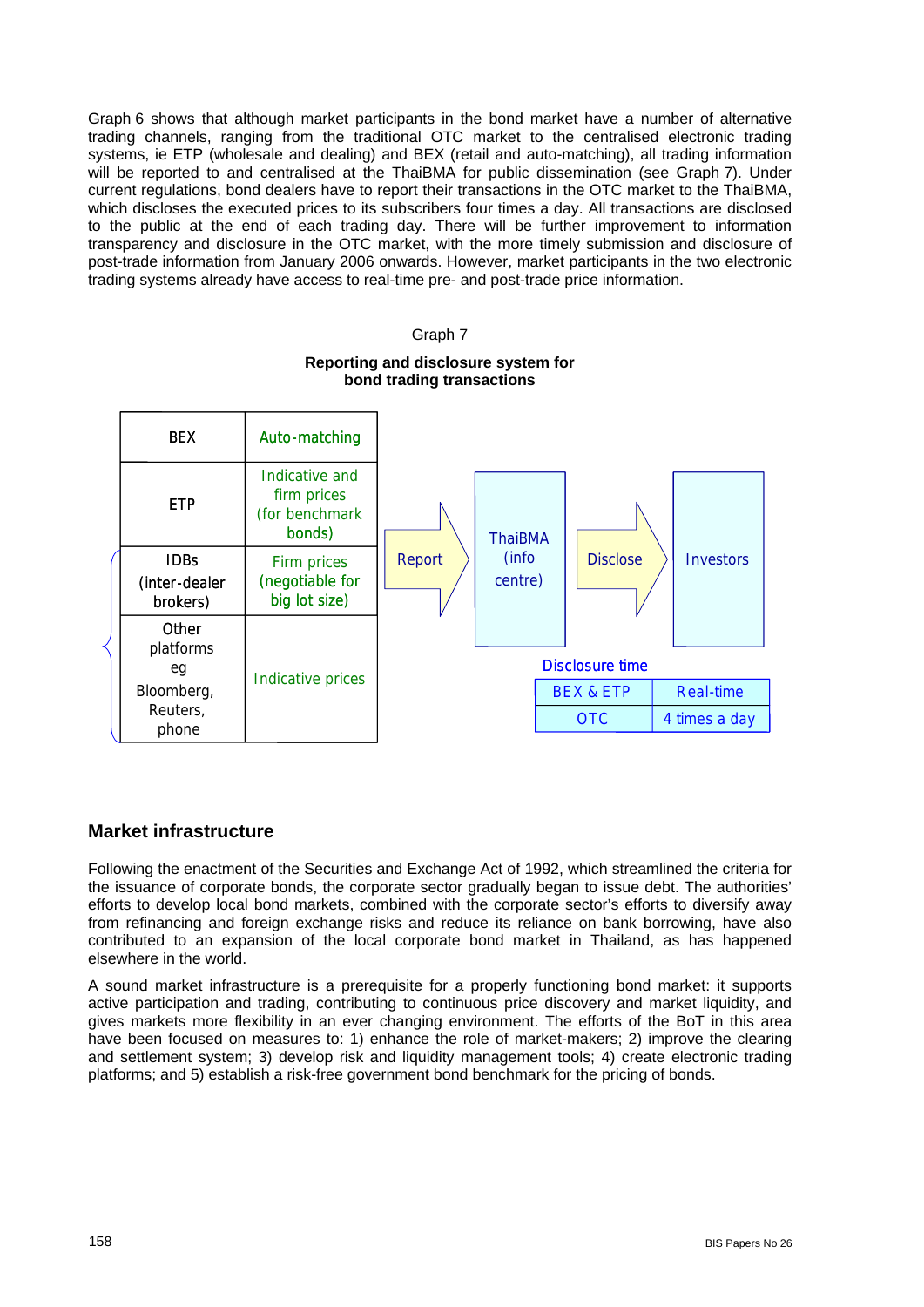Graph 6 shows that although market participants in the bond market have a number of alternative trading channels, ranging from the traditional OTC market to the centralised electronic trading systems, ie ETP (wholesale and dealing) and BEX (retail and auto-matching), all trading information will be reported to and centralised at the ThaiBMA for public dissemination (see Graph 7). Under current regulations, bond dealers have to report their transactions in the OTC market to the ThaiBMA, which discloses the executed prices to its subscribers four times a day. All transactions are disclosed to the public at the end of each trading day. There will be further improvement to information transparency and disclosure in the OTC market, with the more timely submission and disclosure of post-trade information from January 2006 onwards. However, market participants in the two electronic trading systems already have access to real-time pre- and post-trade price information.

Graph 7

**Reporting and disclosure system for bond trading transactions**

| | |
|---|---|
| BEX | Auto-matching |
| ETP | Indicative and firm prices (for benchmark bonds) |
| IDBs (inter-dealer brokers) | Firm prices (negotiable for big lot size) |
| Other platforms eg Bloomberg, Reuters, phone | Indicative prices |

Report → ThaiBMA (info centre) → Disclose → Investors

Disclosure time

| | |
|---|---|
| BEX & ETP | Real-time |
| OTC | 4 times a day |

## Market infrastructure

Following the enactment of the Securities and Exchange Act of 1992, which streamlined the criteria for the issuance of corporate bonds, the corporate sector gradually began to issue debt. The authorities' efforts to develop local bond markets, combined with the corporate sector's efforts to diversify away from refinancing and foreign exchange risks and reduce its reliance on bank borrowing, have also contributed to an expansion of the local corporate bond market in Thailand, as has happened elsewhere in the world.

A sound market infrastructure is a prerequisite for a properly functioning bond market: it supports active participation and trading, contributing to continuous price discovery and market liquidity, and gives markets more flexibility in an ever changing environment. The efforts of the BoT in this area have been focused on measures to: 1) enhance the role of market-makers; 2) improve the clearing and settlement system; 3) develop risk and liquidity management tools; 4) create electronic trading platforms; and 5) establish a risk-free government bond benchmark for the pricing of bonds.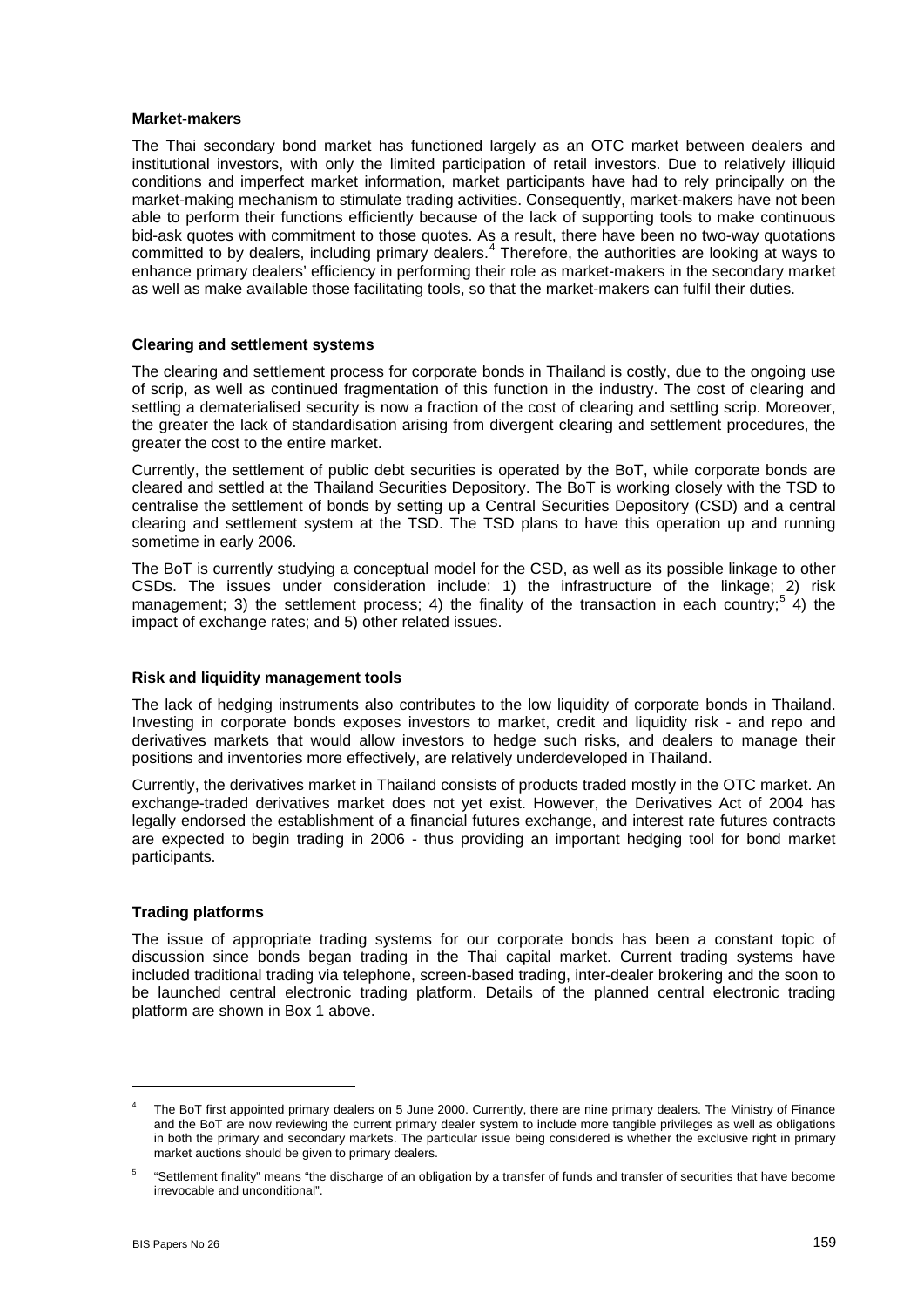**Market-makers**

The Thai secondary bond market has functioned largely as an OTC market between dealers and institutional investors, with only the limited participation of retail investors. Due to relatively illiquid conditions and imperfect market information, market participants have had to rely principally on the market-making mechanism to stimulate trading activities. Consequently, market-makers have not been able to perform their functions efficiently because of the lack of supporting tools to make continuous bid-ask quotes with commitment to those quotes. As a result, there have been no two-way quotations committed to by dealers, including primary dealers.[4] Therefore, the authorities are looking at ways to enhance primary dealers' efficiency in performing their role as market-makers in the secondary market as well as make available those facilitating tools, so that the market-makers can fulfil their duties.

**Clearing and settlement systems**

The clearing and settlement process for corporate bonds in Thailand is costly, due to the ongoing use of scrip, as well as continued fragmentation of this function in the industry. The cost of clearing and settling a dematerialised security is now a fraction of the cost of clearing and settling scrip. Moreover, the greater the lack of standardisation arising from divergent clearing and settlement procedures, the greater the cost to the entire market.

Currently, the settlement of public debt securities is operated by the BoT, while corporate bonds are cleared and settled at the Thailand Securities Depository. The BoT is working closely with the TSD to centralise the settlement of bonds by setting up a Central Securities Depository (CSD) and a central clearing and settlement system at the TSD. The TSD plans to have this operation up and running sometime in early 2006.

The BoT is currently studying a conceptual model for the CSD, as well as its possible linkage to other CSDs. The issues under consideration include: 1) the infrastructure of the linkage; 2) risk management; 3) the settlement process; 4) the finality of the transaction in each country;[5] 4) the impact of exchange rates; and 5) other related issues.

**Risk and liquidity management tools**

The lack of hedging instruments also contributes to the low liquidity of corporate bonds in Thailand. Investing in corporate bonds exposes investors to market, credit and liquidity risk - and repo and derivatives markets that would allow investors to hedge such risks, and dealers to manage their positions and inventories more effectively, are relatively underdeveloped in Thailand.

Currently, the derivatives market in Thailand consists of products traded mostly in the OTC market. An exchange-traded derivatives market does not yet exist. However, the Derivatives Act of 2004 has legally endorsed the establishment of a financial futures exchange, and interest rate futures contracts are expected to begin trading in 2006 - thus providing an important hedging tool for bond market participants.

**Trading platforms**

The issue of appropriate trading systems for our corporate bonds has been a constant topic of discussion since bonds began trading in the Thai capital market. Current trading systems have included traditional trading via telephone, screen-based trading, inter-dealer brokering and the soon to be launched central electronic trading platform. Details of the planned central electronic trading platform are shown in Box 1 above.

---

[4] The BoT first appointed primary dealers on 5 June 2000. Currently, there are nine primary dealers. The Ministry of Finance and the BoT are now reviewing the current primary dealer system to include more tangible privileges as well as obligations in both the primary and secondary markets. The particular issue being considered is whether the exclusive right in primary market auctions should be given to primary dealers.

[5] "Settlement finality" means "the discharge of an obligation by a transfer of funds and transfer of securities that have become irrevocable and unconditional".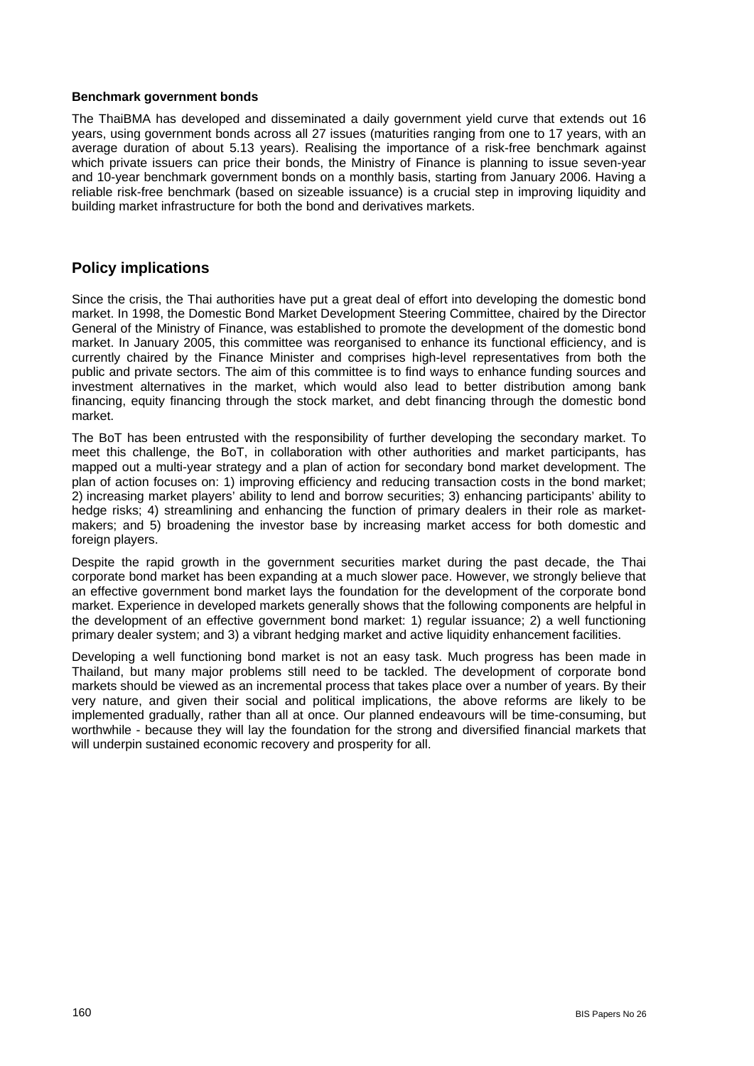**Benchmark government bonds**

The ThaiBMA has developed and disseminated a daily government yield curve that extends out 16 years, using government bonds across all 27 issues (maturities ranging from one to 17 years, with an average duration of about 5.13 years). Realising the importance of a risk-free benchmark against which private issuers can price their bonds, the Ministry of Finance is planning to issue seven-year and 10-year benchmark government bonds on a monthly basis, starting from January 2006. Having a reliable risk-free benchmark (based on sizeable issuance) is a crucial step in improving liquidity and building market infrastructure for both the bond and derivatives markets.

## Policy implications

Since the crisis, the Thai authorities have put a great deal of effort into developing the domestic bond market. In 1998, the Domestic Bond Market Development Steering Committee, chaired by the Director General of the Ministry of Finance, was established to promote the development of the domestic bond market. In January 2005, this committee was reorganised to enhance its functional efficiency, and is currently chaired by the Finance Minister and comprises high-level representatives from both the public and private sectors. The aim of this committee is to find ways to enhance funding sources and investment alternatives in the market, which would also lead to better distribution among bank financing, equity financing through the stock market, and debt financing through the domestic bond market.

The BoT has been entrusted with the responsibility of further developing the secondary market. To meet this challenge, the BoT, in collaboration with other authorities and market participants, has mapped out a multi-year strategy and a plan of action for secondary bond market development. The plan of action focuses on: 1) improving efficiency and reducing transaction costs in the bond market; 2) increasing market players' ability to lend and borrow securities; 3) enhancing participants' ability to hedge risks; 4) streamlining and enhancing the function of primary dealers in their role as market-makers; and 5) broadening the investor base by increasing market access for both domestic and foreign players.

Despite the rapid growth in the government securities market during the past decade, the Thai corporate bond market has been expanding at a much slower pace. However, we strongly believe that an effective government bond market lays the foundation for the development of the corporate bond market. Experience in developed markets generally shows that the following components are helpful in the development of an effective government bond market: 1) regular issuance; 2) a well functioning primary dealer system; and 3) a vibrant hedging market and active liquidity enhancement facilities.

Developing a well functioning bond market is not an easy task. Much progress has been made in Thailand, but many major problems still need to be tackled. The development of corporate bond markets should be viewed as an incremental process that takes place over a number of years. By their very nature, and given their social and political implications, the above reforms are likely to be implemented gradually, rather than all at once. Our planned endeavours will be time-consuming, but worthwhile - because they will lay the foundation for the strong and diversified financial markets that will underpin sustained economic recovery and prosperity for all.